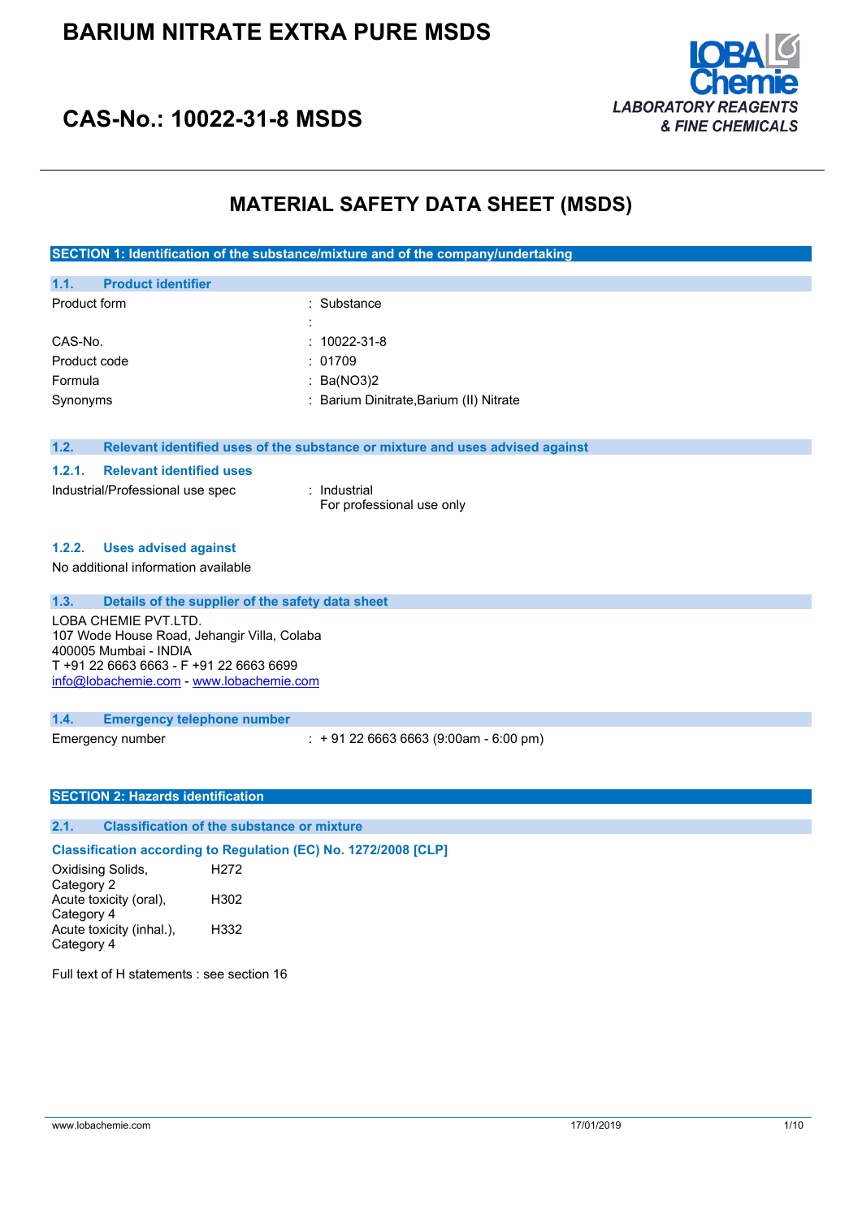# BARIUM NITRATE EXTRA PURE MSDS

## CAS-No.: 10022-31-8 MSDS

LOBA Chemie
LABORATORY REAGENTS & FINE CHEMICALS

# MATERIAL SAFETY DATA SHEET (MSDS)

## SECTION 1: Identification of the substance/mixture and of the company/undertaking

### 1.1. Product identifier

| | |
|---|---|
| Product form | : Substance |
| | : |
| CAS-No. | : 10022-31-8 |
| Product code | : 01709 |
| Formula | : $Ba(NO_3)_2$ |
| Synonyms | : Barium Dinitrate,Barium (II) Nitrate |

### 1.2. Relevant identified uses of the substance or mixture and uses advised against

#### 1.2.1. Relevant identified uses

| | |
|---|---|
| Industrial/Professional use spec | : Industrial<br>For professional use only |

#### 1.2.2. Uses advised against

No additional information available

### 1.3. Details of the supplier of the safety data sheet

LOBA CHEMIE PVT.LTD.
107 Wode House Road, Jehangir Villa, Colaba
400005 Mumbai - INDIA
T +91 22 6663 6663 - F +91 22 6663 6699
info@lobachemie.com - www.lobachemie.com

### 1.4. Emergency telephone number

| | |
|---|---|
| Emergency number | : + 91 22 6663 6663 (9:00am - 6:00 pm) |

## SECTION 2: Hazards identification

### 2.1. Classification of the substance or mixture

**Classification according to Regulation (EC) No. 1272/2008 [CLP]**

| | |
|---|---|
| Oxidising Solids, Category 2 | H272 |
| Acute toxicity (oral), Category 4 | H302 |
| Acute toxicity (inhal.), Category 4 | H332 |

Full text of H statements : see section 16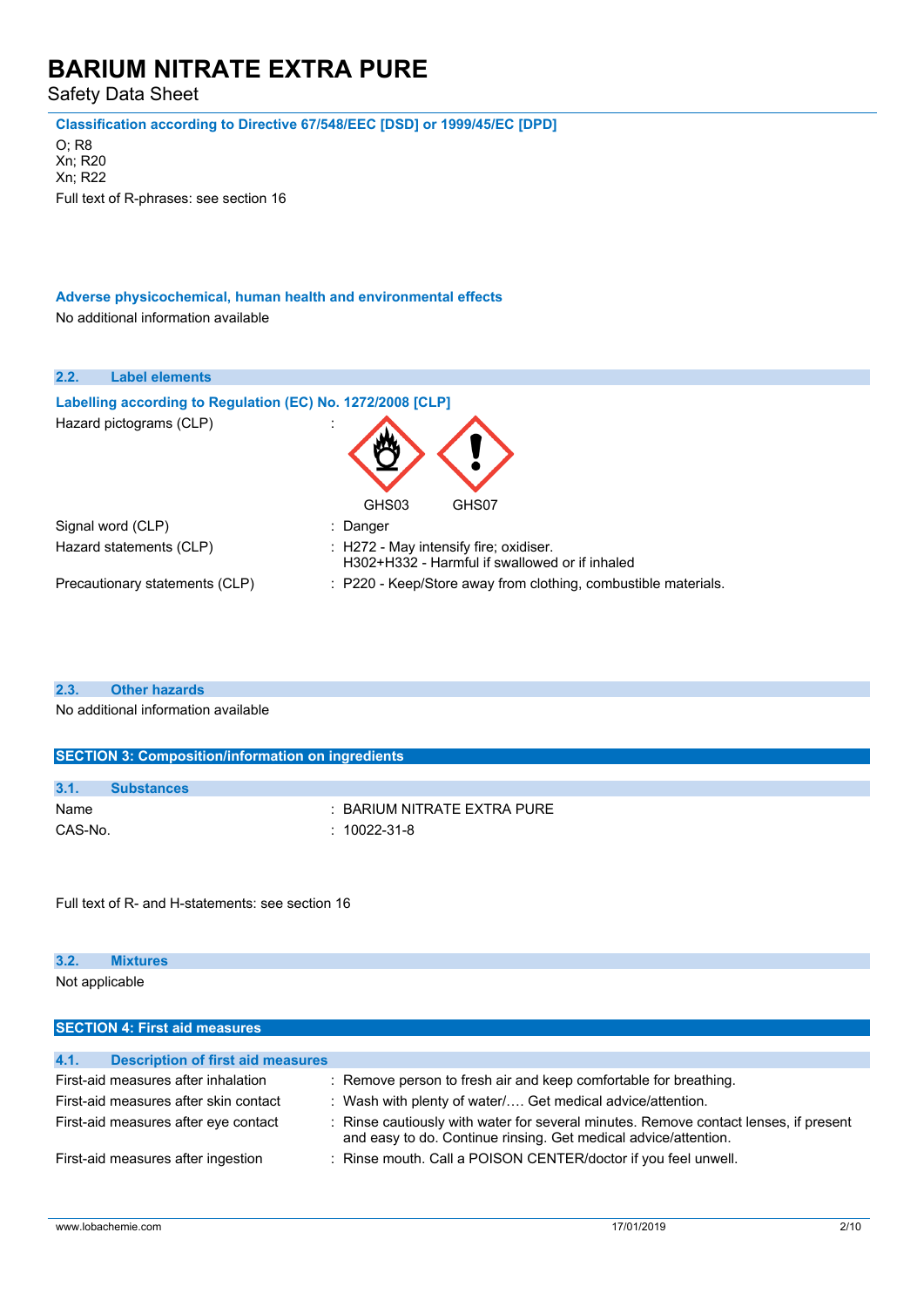**Classification according to Directive 67/548/EEC [DSD] or 1999/45/EC [DPD]**

O; R8
Xn; R20
Xn; R22

Full text of R-phrases: see section 16

**Adverse physicochemical, human health and environmental effects**

No additional information available

### 2.2. Label elements

**Labelling according to Regulation (EC) No. 1272/2008 [CLP]**

| | |
|---|---|
| Hazard pictograms (CLP) | : GHS03 GHS07 |
| Signal word (CLP) | : Danger |
| Hazard statements (CLP) | : H272 - May intensify fire; oxidiser.<br>H302+H332 - Harmful if swallowed or if inhaled |
| Precautionary statements (CLP) | : P220 - Keep/Store away from clothing, combustible materials. |

### 2.3. Other hazards

No additional information available

## SECTION 3: Composition/information on ingredients

### 3.1. Substances

| | |
|---|---|
| Name | : BARIUM NITRATE EXTRA PURE |
| CAS-No. | : 10022-31-8 |

Full text of R- and H-statements: see section 16

### 3.2. Mixtures

Not applicable

## SECTION 4: First aid measures

### 4.1. Description of first aid measures

| | |
|---|---|
| First-aid measures after inhalation | : Remove person to fresh air and keep comfortable for breathing. |
| First-aid measures after skin contact | : Wash with plenty of water/…. Get medical advice/attention. |
| First-aid measures after eye contact | : Rinse cautiously with water for several minutes. Remove contact lenses, if present and easy to do. Continue rinsing. Get medical advice/attention. |
| First-aid measures after ingestion | : Rinse mouth. Call a POISON CENTER/doctor if you feel unwell. |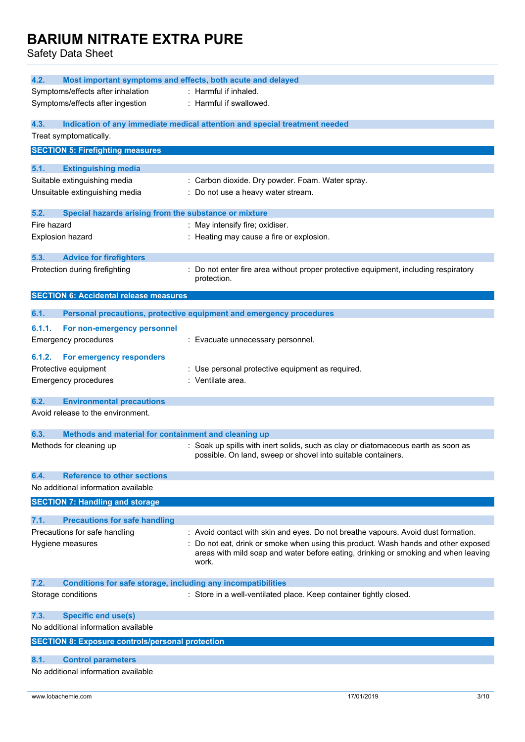### 4.2. Most important symptoms and effects, both acute and delayed

Symptoms/effects after inhalation : Harmful if inhaled.

Symptoms/effects after ingestion : Harmful if swallowed.

### 4.3. Indication of any immediate medical attention and special treatment needed

Treat symptomatically.

## SECTION 5: Firefighting measures

### 5.1. Extinguishing media

Suitable extinguishing media : Carbon dioxide. Dry powder. Foam. Water spray.

Unsuitable extinguishing media : Do not use a heavy water stream.

### 5.2. Special hazards arising from the substance or mixture

Fire hazard : May intensify fire; oxidiser.

Explosion hazard : Heating may cause a fire or explosion.

### 5.3. Advice for firefighters

Protection during firefighting : Do not enter fire area without proper protective equipment, including respiratory protection.

## SECTION 6: Accidental release measures

### 6.1. Personal precautions, protective equipment and emergency procedures

#### 6.1.1. For non-emergency personnel

Emergency procedures : Evacuate unnecessary personnel.

#### 6.1.2. For emergency responders

Protective equipment : Use personal protective equipment as required.

Emergency procedures : Ventilate area.

### 6.2. Environmental precautions

Avoid release to the environment.

### 6.3. Methods and material for containment and cleaning up

Methods for cleaning up : Soak up spills with inert solids, such as clay or diatomaceous earth as soon as possible. On land, sweep or shovel into suitable containers.

### 6.4. Reference to other sections

No additional information available

## SECTION 7: Handling and storage

### 7.1. Precautions for safe handling

Precautions for safe handling : Avoid contact with skin and eyes. Do not breathe vapours. Avoid dust formation.

Hygiene measures : Do not eat, drink or smoke when using this product. Wash hands and other exposed areas with mild soap and water before eating, drinking or smoking and when leaving work.

### 7.2. Conditions for safe storage, including any incompatibilities

Storage conditions : Store in a well-ventilated place. Keep container tightly closed.

### 7.3. Specific end use(s)

No additional information available

## SECTION 8: Exposure controls/personal protection

### 8.1. Control parameters

No additional information available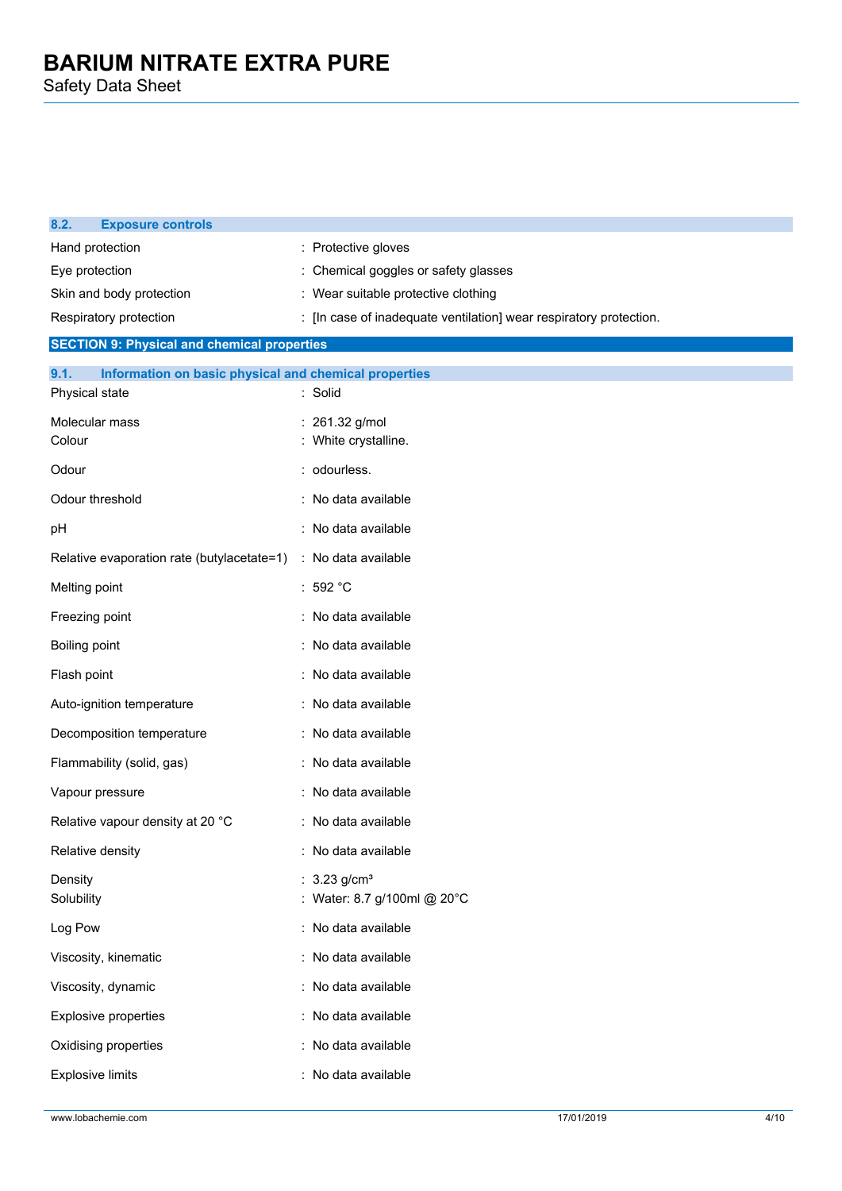### 8.2. Exposure controls

| | |
|---|---|
| Hand protection | : Protective gloves |
| Eye protection | : Chemical goggles or safety glasses |
| Skin and body protection | : Wear suitable protective clothing |
| Respiratory protection | : [In case of inadequate ventilation] wear respiratory protection. |

## SECTION 9: Physical and chemical properties

### 9.1. Information on basic physical and chemical properties

| | |
|---|---|
| Physical state | : Solid |
| Molecular mass | : 261.32 g/mol |
| Colour | : White crystalline. |
| Odour | : odourless. |
| Odour threshold | : No data available |
| pH | : No data available |
| Relative evaporation rate (butylacetate=1) | : No data available |
| Melting point | : 592 °C |
| Freezing point | : No data available |
| Boiling point | : No data available |
| Flash point | : No data available |
| Auto-ignition temperature | : No data available |
| Decomposition temperature | : No data available |
| Flammability (solid, gas) | : No data available |
| Vapour pressure | : No data available |
| Relative vapour density at 20 °C | : No data available |
| Relative density | : No data available |
| Density | : 3.23 g/cm³ |
| Solubility | : Water: 8.7 g/100ml @ 20°C |
| Log Pow | : No data available |
| Viscosity, kinematic | : No data available |
| Viscosity, dynamic | : No data available |
| Explosive properties | : No data available |
| Oxidising properties | : No data available |
| Explosive limits | : No data available |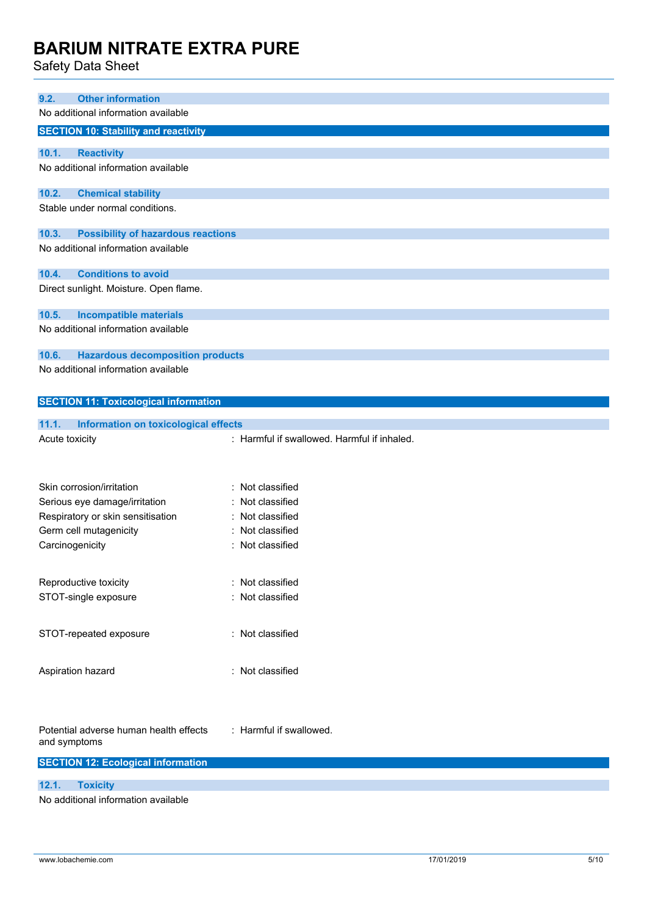### 9.2. Other information

No additional information available

## SECTION 10: Stability and reactivity

### 10.1. Reactivity

No additional information available

### 10.2. Chemical stability

Stable under normal conditions.

### 10.3. Possibility of hazardous reactions

No additional information available

### 10.4. Conditions to avoid

Direct sunlight. Moisture. Open flame.

### 10.5. Incompatible materials

No additional information available

### 10.6. Hazardous decomposition products

No additional information available

## SECTION 11: Toxicological information

### 11.1. Information on toxicological effects

Acute toxicity : Harmful if swallowed. Harmful if inhaled.

Skin corrosion/irritation : Not classified

Serious eye damage/irritation : Not classified

Respiratory or skin sensitisation : Not classified

Germ cell mutagenicity : Not classified

Carcinogenicity : Not classified

Reproductive toxicity : Not classified

STOT-single exposure : Not classified

STOT-repeated exposure : Not classified

Aspiration hazard : Not classified

Potential adverse human health effects and symptoms : Harmful if swallowed.

## SECTION 12: Ecological information

### 12.1. Toxicity

No additional information available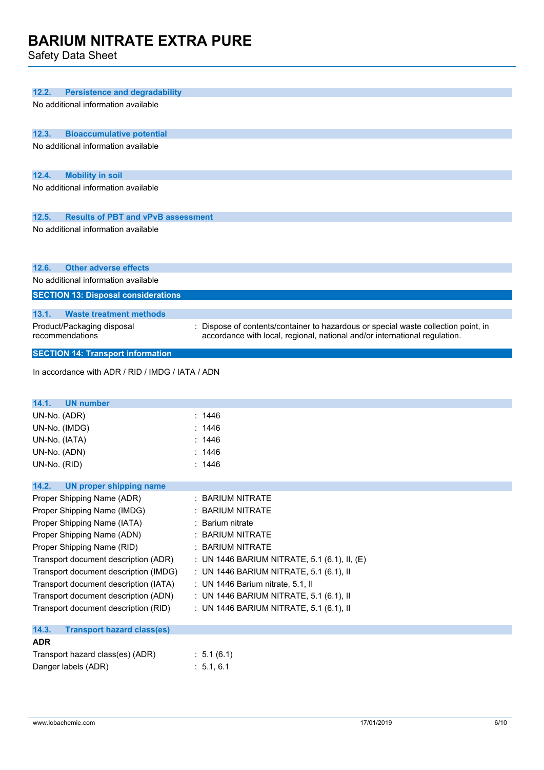### 12.2. Persistence and degradability

No additional information available

### 12.3. Bioaccumulative potential

No additional information available

### 12.4. Mobility in soil

No additional information available

### 12.5. Results of PBT and vPvB assessment

No additional information available

### 12.6. Other adverse effects

No additional information available

## SECTION 13: Disposal considerations

### 13.1. Waste treatment methods

| | |
|---|---|
| Product/Packaging disposal recommendations | : Dispose of contents/container to hazardous or special waste collection point, in accordance with local, regional, national and/or international regulation. |

## SECTION 14: Transport information

In accordance with ADR / RID / IMDG / IATA / ADN

### 14.1. UN number

| | |
|---|---|
| UN-No. (ADR) | : 1446 |
| UN-No. (IMDG) | : 1446 |
| UN-No. (IATA) | : 1446 |
| UN-No. (ADN) | : 1446 |
| UN-No. (RID) | : 1446 |

### 14.2. UN proper shipping name

| | |
|---|---|
| Proper Shipping Name (ADR) | : BARIUM NITRATE |
| Proper Shipping Name (IMDG) | : BARIUM NITRATE |
| Proper Shipping Name (IATA) | : Barium nitrate |
| Proper Shipping Name (ADN) | : BARIUM NITRATE |
| Proper Shipping Name (RID) | : BARIUM NITRATE |
| Transport document description (ADR) | : UN 1446 BARIUM NITRATE, 5.1 (6.1), II, (E) |
| Transport document description (IMDG) | : UN 1446 BARIUM NITRATE, 5.1 (6.1), II |
| Transport document description (IATA) | : UN 1446 Barium nitrate, 5.1, II |
| Transport document description (ADN) | : UN 1446 BARIUM NITRATE, 5.1 (6.1), II |
| Transport document description (RID) | : UN 1446 BARIUM NITRATE, 5.1 (6.1), II |

### 14.3. Transport hazard class(es)

**ADR**

| | |
|---|---|
| Transport hazard class(es) (ADR) | : 5.1 (6.1) |
| Danger labels (ADR) | : 5.1, 6.1 |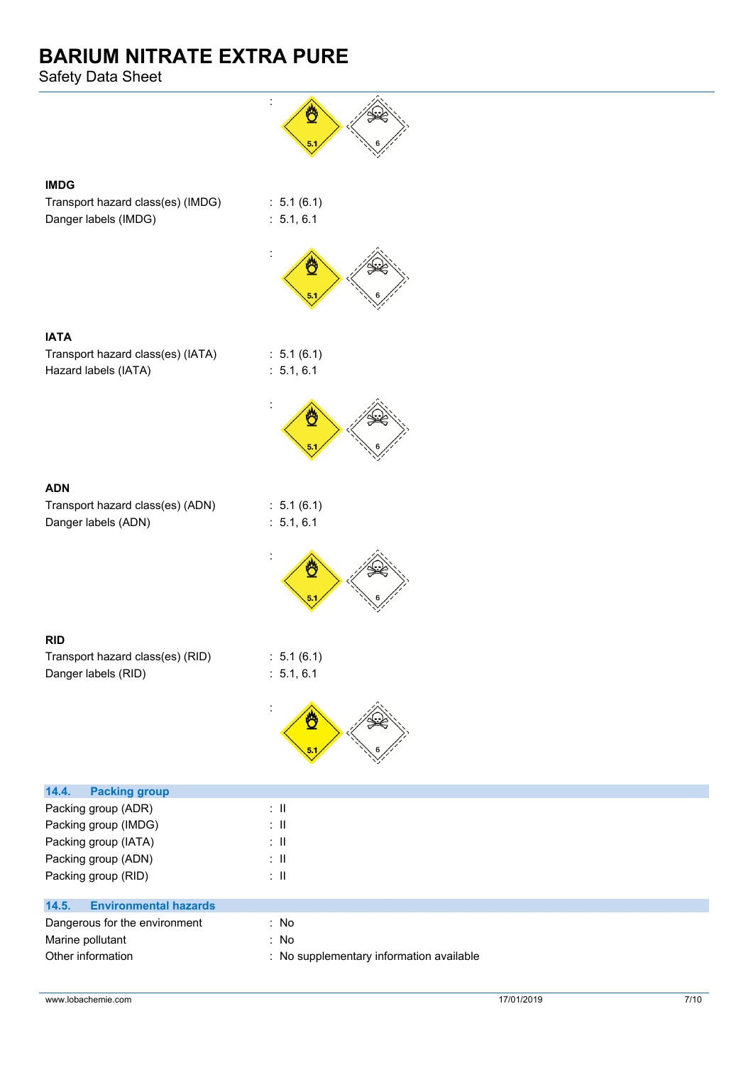:

**IMDG**

Transport hazard class(es) (IMDG) : 5.1 (6.1)

Danger labels (IMDG) : 5.1, 6.1

:

**IATA**

Transport hazard class(es) (IATA) : 5.1 (6.1)

Hazard labels (IATA) : 5.1, 6.1

:

**ADN**

Transport hazard class(es) (ADN) : 5.1 (6.1)

Danger labels (ADN) : 5.1, 6.1

:

**RID**

Transport hazard class(es) (RID) : 5.1 (6.1)

Danger labels (RID) : 5.1, 6.1

:

## 14.4. Packing group

Packing group (ADR) : II

Packing group (IMDG) : II

Packing group (IATA) : II

Packing group (ADN) : II

Packing group (RID) : II

## 14.5. Environmental hazards

Dangerous for the environment : No

Marine pollutant : No

Other information : No supplementary information available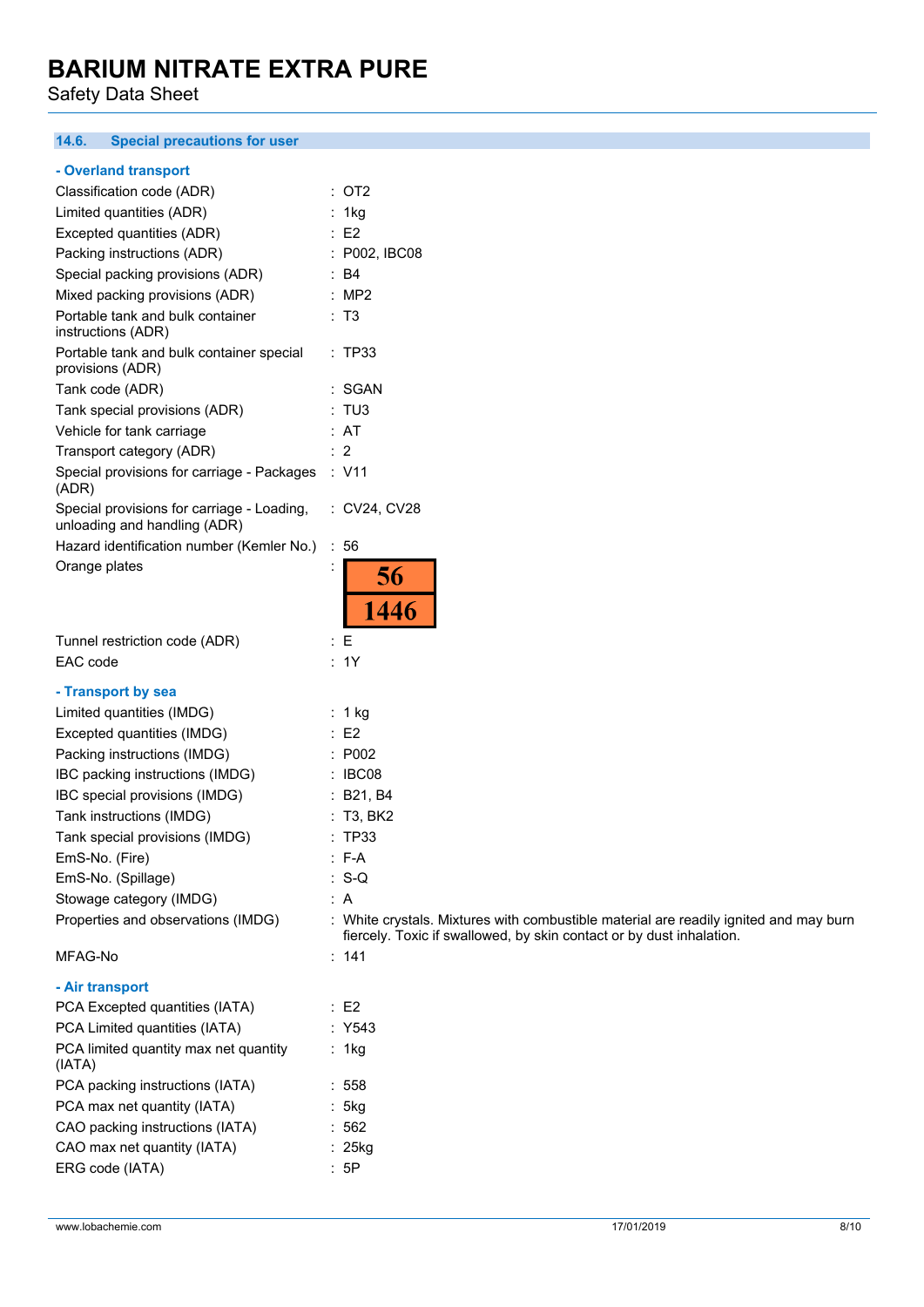### 14.6. Special precautions for user

**- Overland transport**

| | |
|---|---|
| Classification code (ADR) | : OT2 |
| Limited quantities (ADR) | : 1kg |
| Excepted quantities (ADR) | : E2 |
| Packing instructions (ADR) | : P002, IBC08 |
| Special packing provisions (ADR) | : B4 |
| Mixed packing provisions (ADR) | : MP2 |
| Portable tank and bulk container instructions (ADR) | : T3 |
| Portable tank and bulk container special provisions (ADR) | : TP33 |
| Tank code (ADR) | : SGAN |
| Tank special provisions (ADR) | : TU3 |
| Vehicle for tank carriage | : AT |
| Transport category (ADR) | : 2 |
| Special provisions for carriage - Packages (ADR) | : V11 |
| Special provisions for carriage - Loading, unloading and handling (ADR) | : CV24, CV28 |
| Hazard identification number (Kemler No.) | : 56 |
| Orange plates | : 56 / 1446 |
| Tunnel restriction code (ADR) | : E |
| EAC code | : 1Y |

**- Transport by sea**

| | |
|---|---|
| Limited quantities (IMDG) | : 1 kg |
| Excepted quantities (IMDG) | : E2 |
| Packing instructions (IMDG) | : P002 |
| IBC packing instructions (IMDG) | : IBC08 |
| IBC special provisions (IMDG) | : B21, B4 |
| Tank instructions (IMDG) | : T3, BK2 |
| Tank special provisions (IMDG) | : TP33 |
| EmS-No. (Fire) | : F-A |
| EmS-No. (Spillage) | : S-Q |
| Stowage category (IMDG) | : A |
| Properties and observations (IMDG) | : White crystals. Mixtures with combustible material are readily ignited and may burn fiercely. Toxic if swallowed, by skin contact or by dust inhalation. |
| MFAG-No | : 141 |

**- Air transport**

| | |
|---|---|
| PCA Excepted quantities (IATA) | : E2 |
| PCA Limited quantities (IATA) | : Y543 |
| PCA limited quantity max net quantity (IATA) | : 1kg |
| PCA packing instructions (IATA) | : 558 |
| PCA max net quantity (IATA) | : 5kg |
| CAO packing instructions (IATA) | : 562 |
| CAO max net quantity (IATA) | : 25kg |
| ERG code (IATA) | : 5P |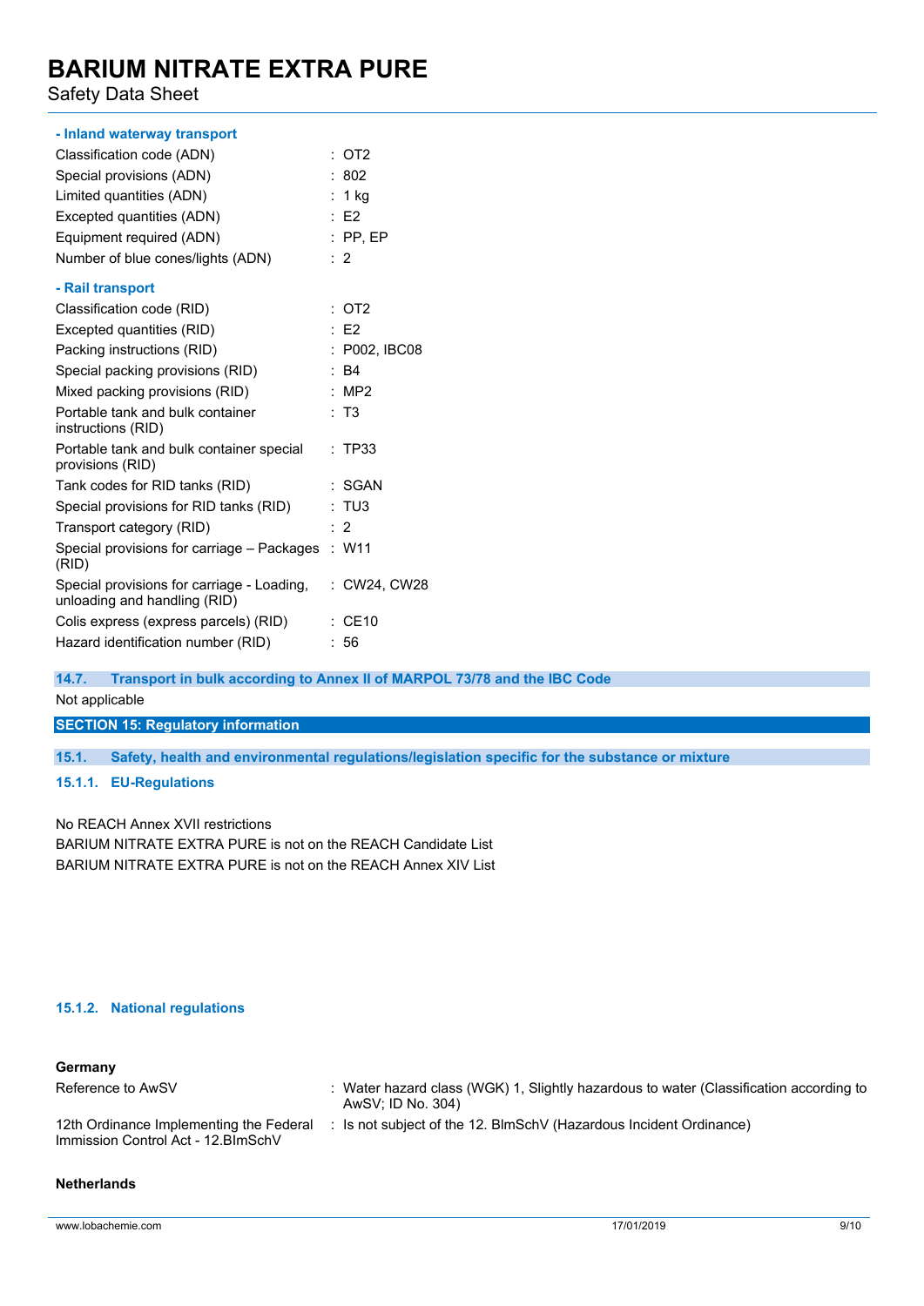#### - Inland waterway transport

| | |
|---|---|
| Classification code (ADN) | : OT2 |
| Special provisions (ADN) | : 802 |
| Limited quantities (ADN) | : 1 kg |
| Excepted quantities (ADN) | : E2 |
| Equipment required (ADN) | : PP, EP |
| Number of blue cones/lights (ADN) | : 2 |

#### - Rail transport

| | |
|---|---|
| Classification code (RID) | : OT2 |
| Excepted quantities (RID) | : E2 |
| Packing instructions (RID) | : P002, IBC08 |
| Special packing provisions (RID) | : B4 |
| Mixed packing provisions (RID) | : MP2 |
| Portable tank and bulk container instructions (RID) | : T3 |
| Portable tank and bulk container special provisions (RID) | : TP33 |
| Tank codes for RID tanks (RID) | : SGAN |
| Special provisions for RID tanks (RID) | : TU3 |
| Transport category (RID) | : 2 |
| Special provisions for carriage – Packages (RID) | : W11 |
| Special provisions for carriage - Loading, unloading and handling (RID) | : CW24, CW28 |
| Colis express (express parcels) (RID) | : CE10 |
| Hazard identification number (RID) | : 56 |

### 14.7. Transport in bulk according to Annex II of MARPOL 73/78 and the IBC Code

Not applicable

## SECTION 15: Regulatory information

### 15.1. Safety, health and environmental regulations/legislation specific for the substance or mixture

#### 15.1.1. EU-Regulations

No REACH Annex XVII restrictions

BARIUM NITRATE EXTRA PURE is not on the REACH Candidate List

BARIUM NITRATE EXTRA PURE is not on the REACH Annex XIV List

#### 15.1.2. National regulations

**Germany**

| | |
|---|---|
| Reference to AwSV | : Water hazard class (WGK) 1, Slightly hazardous to water (Classification according to AwSV; ID No. 304) |
| 12th Ordinance Implementing the Federal Immission Control Act - 12.BImSchV | : Is not subject of the 12. BlmSchV (Hazardous Incident Ordinance) |

**Netherlands**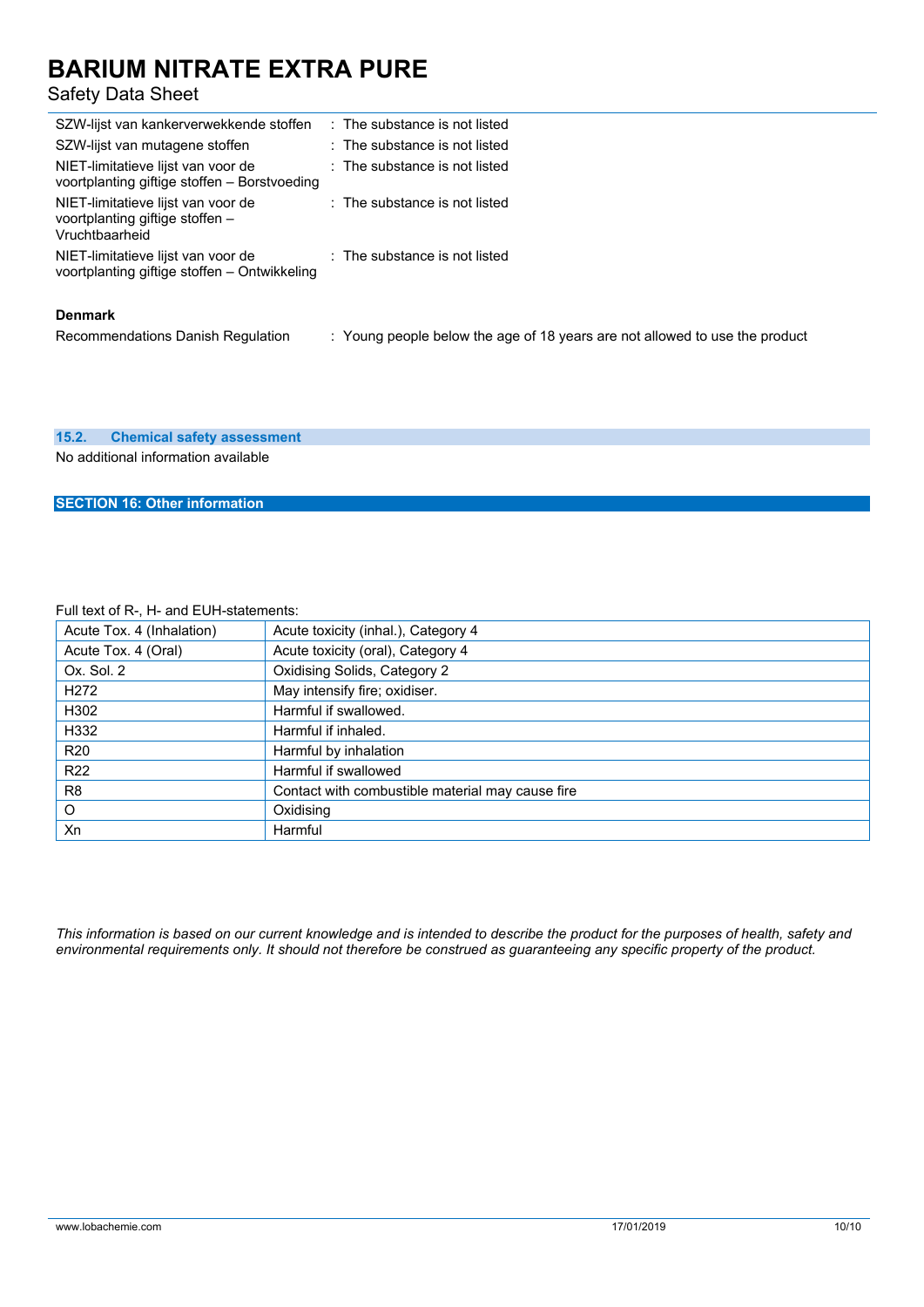| | |
|---|---|
| SZW-lijst van kankerverwekkende stoffen | : The substance is not listed |
| SZW-lijst van mutagene stoffen | : The substance is not listed |
| NIET-limitatieve lijst van voor de voortplanting giftige stoffen – Borstvoeding | : The substance is not listed |
| NIET-limitatieve lijst van voor de voortplanting giftige stoffen – Vruchtbaarheid | : The substance is not listed |
| NIET-limitatieve lijst van voor de voortplanting giftige stoffen – Ontwikkeling | : The substance is not listed |

**Denmark**

Recommendations Danish Regulation : Young people below the age of 18 years are not allowed to use the product

### 15.2. Chemical safety assessment

No additional information available

## SECTION 16: Other information

Full text of R-, H- and EUH-statements:

| | |
|---|---|
| Acute Tox. 4 (Inhalation) | Acute toxicity (inhal.), Category 4 |
| Acute Tox. 4 (Oral) | Acute toxicity (oral), Category 4 |
| Ox. Sol. 2 | Oxidising Solids, Category 2 |
| H272 | May intensify fire; oxidiser. |
| H302 | Harmful if swallowed. |
| H332 | Harmful if inhaled. |
| R20 | Harmful by inhalation |
| R22 | Harmful if swallowed |
| R8 | Contact with combustible material may cause fire |
| O | Oxidising |
| Xn | Harmful |

*This information is based on our current knowledge and is intended to describe the product for the purposes of health, safety and environmental requirements only. It should not therefore be construed as guaranteeing any specific property of the product.*